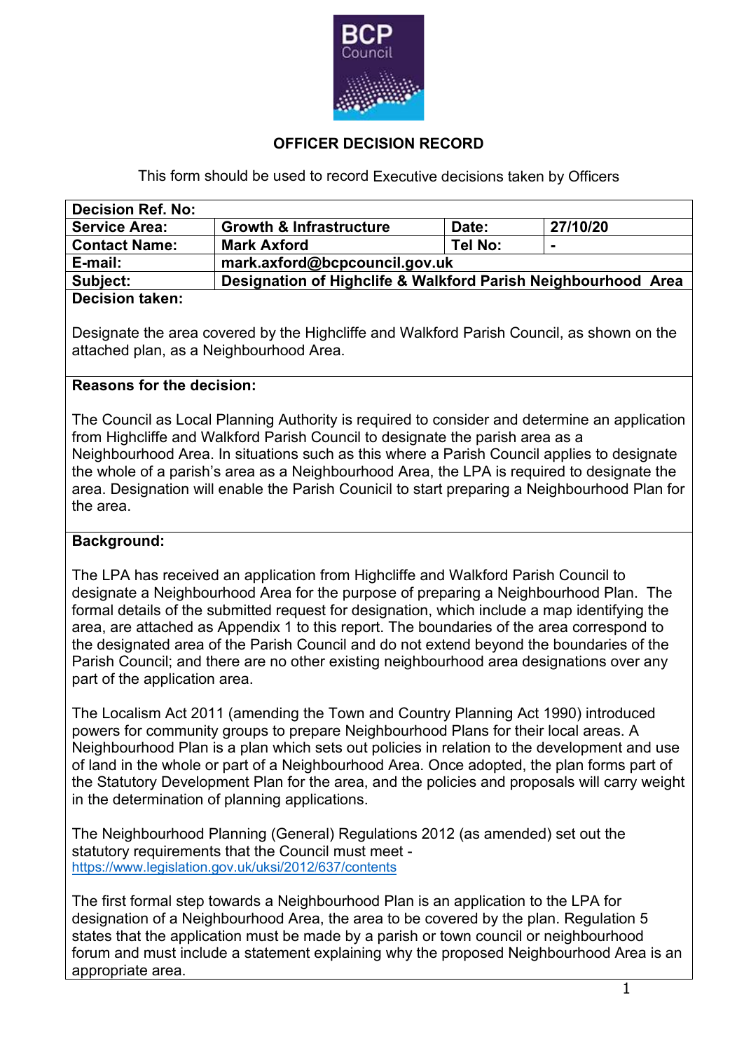# OFFICER DECISION RECORD

This form should be used to record Executive decisions taken by Officers

| | | | |
|---|---|---|---|
| **Decision Ref. No:** | | | |
| **Service Area:** | **Growth & Infrastructure** | **Date:** | **27/10/20** |
| **Contact Name:** | **Mark Axford** | **Tel No:** | **-** |
| **E-mail:** | **mark.axford@bcpcouncil.gov.uk** | | |
| **Subject:** | **Designation of Highclife & Walkford Parish Neighbourhood Area** | | |

**Decision taken:**

Designate the area covered by the Highcliffe and Walkford Parish Council, as shown on the attached plan, as a Neighbourhood Area.

**Reasons for the decision:**

The Council as Local Planning Authority is required to consider and determine an application from Highcliffe and Walkford Parish Council to designate the parish area as a Neighbourhood Area. In situations such as this where a Parish Council applies to designate the whole of a parish's area as a Neighbourhood Area, the LPA is required to designate the area. Designation will enable the Parish Council to start preparing a Neighbourhood Plan for the area.

**Background:**

The LPA has received an application from Highcliffe and Walkford Parish Council to designate a Neighbourhood Area for the purpose of preparing a Neighbourhood Plan. The formal details of the submitted request for designation, which include a map identifying the area, are attached as Appendix 1 to this report. The boundaries of the area correspond to the designated area of the Parish Council and do not extend beyond the boundaries of the Parish Council; and there are no other existing neighbourhood area designations over any part of the application area.

The Localism Act 2011 (amending the Town and Country Planning Act 1990) introduced powers for community groups to prepare Neighbourhood Plans for their local areas. A Neighbourhood Plan is a plan which sets out policies in relation to the development and use of land in the whole or part of a Neighbourhood Area. Once adopted, the plan forms part of the Statutory Development Plan for the area, and the policies and proposals will carry weight in the determination of planning applications.

The Neighbourhood Planning (General) Regulations 2012 (as amended) set out the statutory requirements that the Council must meet - https://www.legislation.gov.uk/uksi/2012/637/contents

The first formal step towards a Neighbourhood Plan is an application to the LPA for designation of a Neighbourhood Area, the area to be covered by the plan. Regulation 5 states that the application must be made by a parish or town council or neighbourhood forum and must include a statement explaining why the proposed Neighbourhood Area is an appropriate area.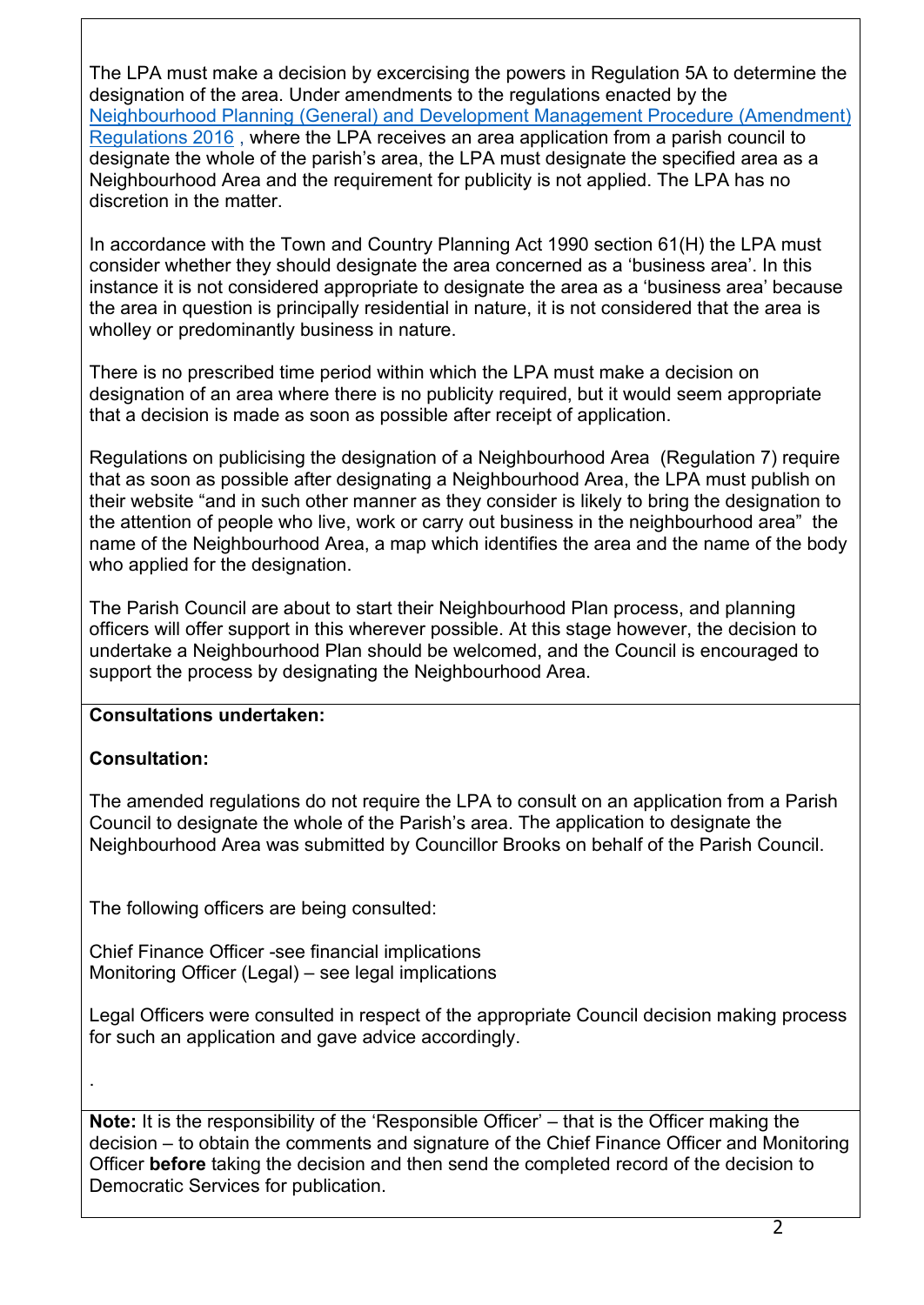The LPA must make a decision by excercising the powers in Regulation 5A to determine the designation of the area. Under amendments to the regulations enacted by the [Neighbourhood Planning (General) and Development Management Procedure (Amendment) Regulations 2016](), where the LPA receives an area application from a parish council to designate the whole of the parish's area, the LPA must designate the specified area as a Neighbourhood Area and the requirement for publicity is not applied. The LPA has no discretion in the matter.

In accordance with the Town and Country Planning Act 1990 section 61(H) the LPA must consider whether they should designate the area concerned as a 'business area'. In this instance it is not considered appropriate to designate the area as a 'business area' because the area in question is principally residential in nature, it is not considered that the area is wholley or predominantly business in nature.

There is no prescribed time period within which the LPA must make a decision on designation of an area where there is no publicity required, but it would seem appropriate that a decision is made as soon as possible after receipt of application.

Regulations on publicising the designation of a Neighbourhood Area (Regulation 7) require that as soon as possible after designating a Neighbourhood Area, the LPA must publish on their website "and in such other manner as they consider is likely to bring the designation to the attention of people who live, work or carry out business in the neighbourhood area" the name of the Neighbourhood Area, a map which identifies the area and the name of the body who applied for the designation.

The Parish Council are about to start their Neighbourhood Plan process, and planning officers will offer support in this wherever possible. At this stage however, the decision to undertake a Neighbourhood Plan should be welcomed, and the Council is encouraged to support the process by designating the Neighbourhood Area.

**Consultations undertaken:**

**Consultation:**

The amended regulations do not require the LPA to consult on an application from a Parish Council to designate the whole of the Parish's area. The application to designate the Neighbourhood Area was submitted by Councillor Brooks on behalf of the Parish Council.

The following officers are being consulted:

Chief Finance Officer -see financial implications
Monitoring Officer (Legal) – see legal implications

Legal Officers were consulted in respect of the appropriate Council decision making process for such an application and gave advice accordingly.

.

**Note:** It is the responsibility of the 'Responsible Officer' – that is the Officer making the decision – to obtain the comments and signature of the Chief Finance Officer and Monitoring Officer **before** taking the decision and then send the completed record of the decision to Democratic Services for publication.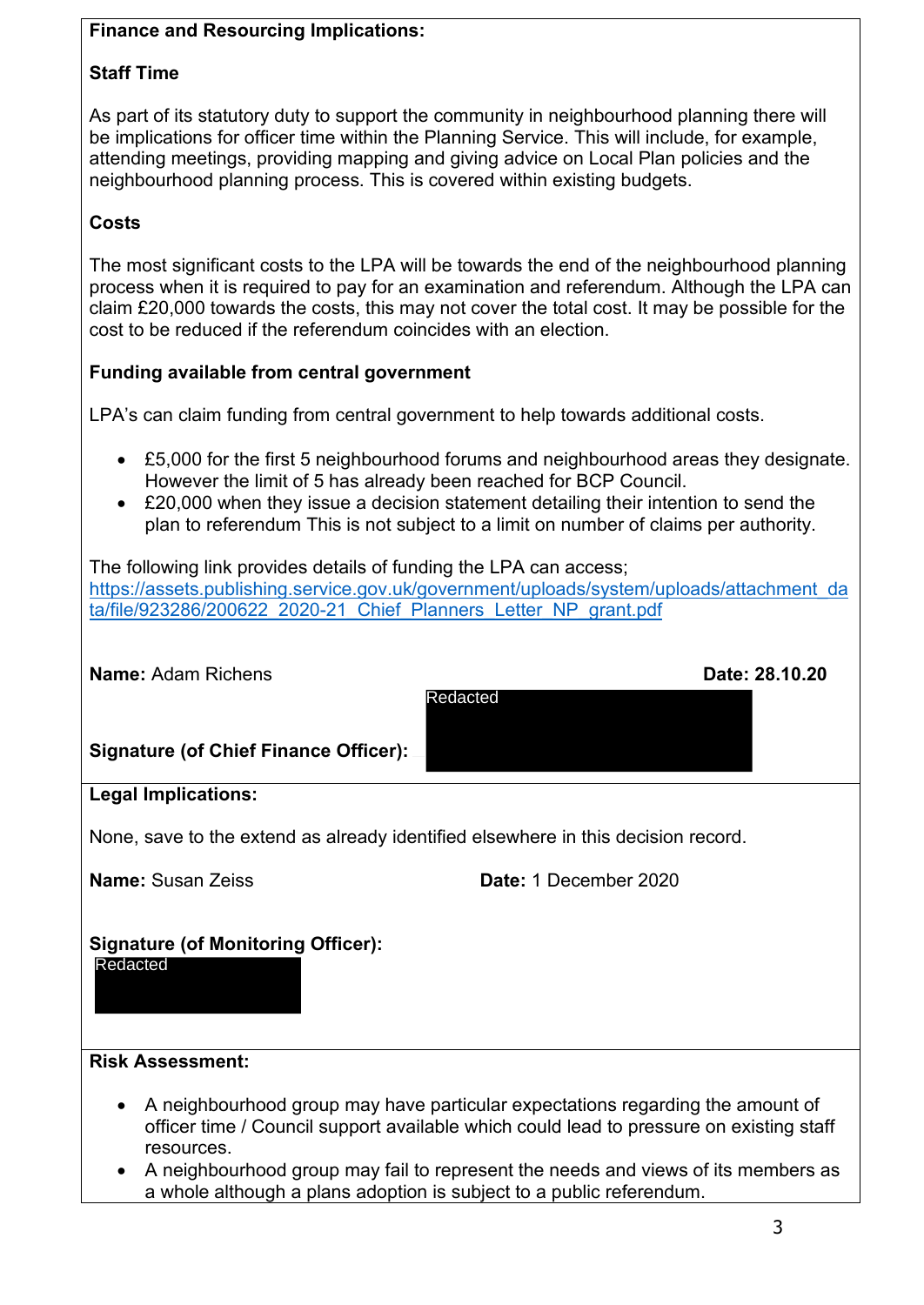**Finance and Resourcing Implications:**

**Staff Time**

As part of its statutory duty to support the community in neighbourhood planning there will be implications for officer time within the Planning Service. This will include, for example, attending meetings, providing mapping and giving advice on Local Plan policies and the neighbourhood planning process. This is covered within existing budgets.

**Costs**

The most significant costs to the LPA will be towards the end of the neighbourhood planning process when it is required to pay for an examination and referendum. Although the LPA can claim £20,000 towards the costs, this may not cover the total cost. It may be possible for the cost to be reduced if the referendum coincides with an election.

**Funding available from central government**

LPA's can claim funding from central government to help towards additional costs.

- £5,000 for the first 5 neighbourhood forums and neighbourhood areas they designate. However the limit of 5 has already been reached for BCP Council.
- £20,000 when they issue a decision statement detailing their intention to send the plan to referendum This is not subject to a limit on number of claims per authority.

The following link provides details of funding the LPA can access;
https://assets.publishing.service.gov.uk/government/uploads/system/uploads/attachment_data/file/923286/200622_2020-21_Chief_Planners_Letter_NP_grant.pdf

**Name:** Adam Richens **Date: 28.10.20**

**Signature (of Chief Finance Officer):** Redacted

**Legal Implications:**

None, save to the extend as already identified elsewhere in this decision record.

**Name:** Susan Zeiss **Date:** 1 December 2020

**Signature (of Monitoring Officer):**
Redacted

**Risk Assessment:**

- A neighbourhood group may have particular expectations regarding the amount of officer time / Council support available which could lead to pressure on existing staff resources.
- A neighbourhood group may fail to represent the needs and views of its members as a whole although a plans adoption is subject to a public referendum.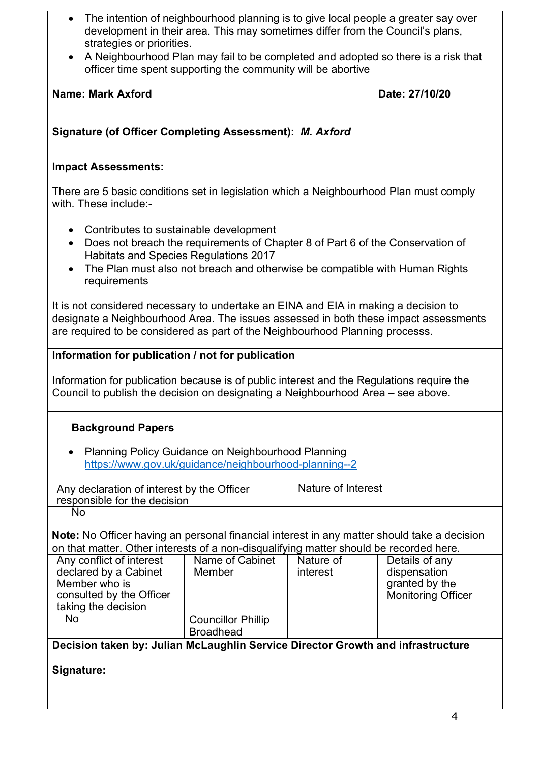- The intention of neighbourhood planning is to give local people a greater say over development in their area. This may sometimes differ from the Council's plans, strategies or priorities.
- A Neighbourhood Plan may fail to be completed and adopted so there is a risk that officer time spent supporting the community will be abortive

**Name: Mark Axford** **Date: 27/10/20**

**Signature (of Officer Completing Assessment):** ***M. Axford***

**Impact Assessments:**

There are 5 basic conditions set in legislation which a Neighbourhood Plan must comply with. These include:-

- Contributes to sustainable development
- Does not breach the requirements of Chapter 8 of Part 6 of the Conservation of Habitats and Species Regulations 2017
- The Plan must also not breach and otherwise be compatible with Human Rights requirements

It is not considered necessary to undertake an EINA and EIA in making a decision to designate a Neighbourhood Area. The issues assessed in both these impact assessments are required to be considered as part of the Neighbourhood Planning processs.

**Information for publication / not for publication**

Information for publication because is of public interest and the Regulations require the Council to publish the decision on designating a Neighbourhood Area – see above.

**Background Papers**

- Planning Policy Guidance on Neighbourhood Planning https://www.gov.uk/guidance/neighbourhood-planning--2

| Any declaration of interest by the Officer responsible for the decision | Nature of Interest |
|---|---|
| No | |

**Note:** No Officer having an personal financial interest in any matter should take a decision on that matter. Other interests of a non-disqualifying matter should be recorded here.

| Any conflict of interest declared by a Cabinet Member who is consulted by the Officer taking the decision | Name of Cabinet Member | Nature of interest | Details of any dispensation granted by the Monitoring Officer |
|---|---|---|---|
| No | Councillor Phillip Broadhead | | |

**Decision taken by: Julian McLaughlin Service Director Growth and infrastructure**

**Signature:**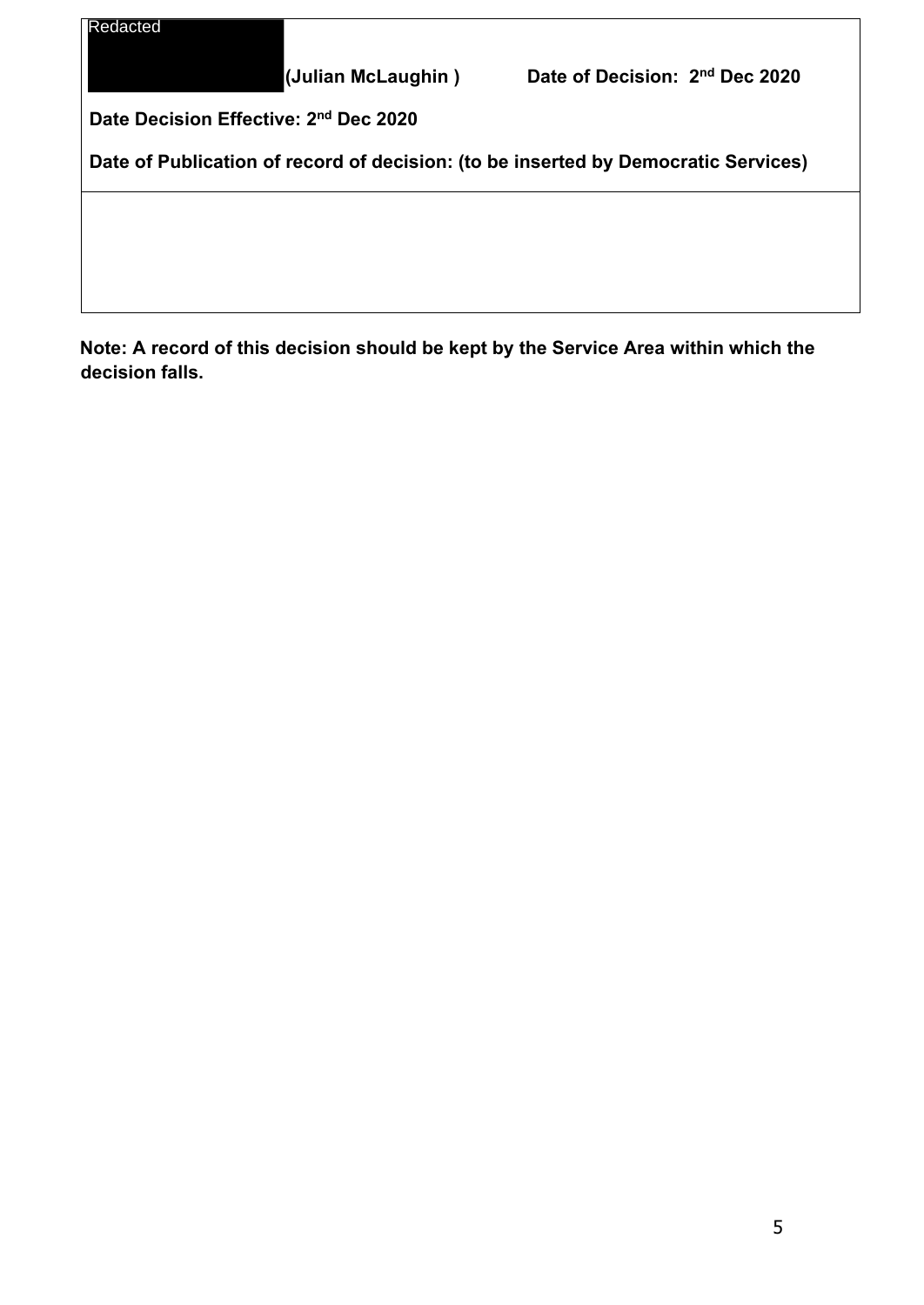| Redacted (Julian McLaughin ) Date of Decision: 2nd Dec 2020 |
|---|
| **Date Decision Effective: 2nd Dec 2020** |
| **Date of Publication of record of decision: (to be inserted by Democratic Services)** |
| |

**Note: A record of this decision should be kept by the Service Area within which the decision falls.**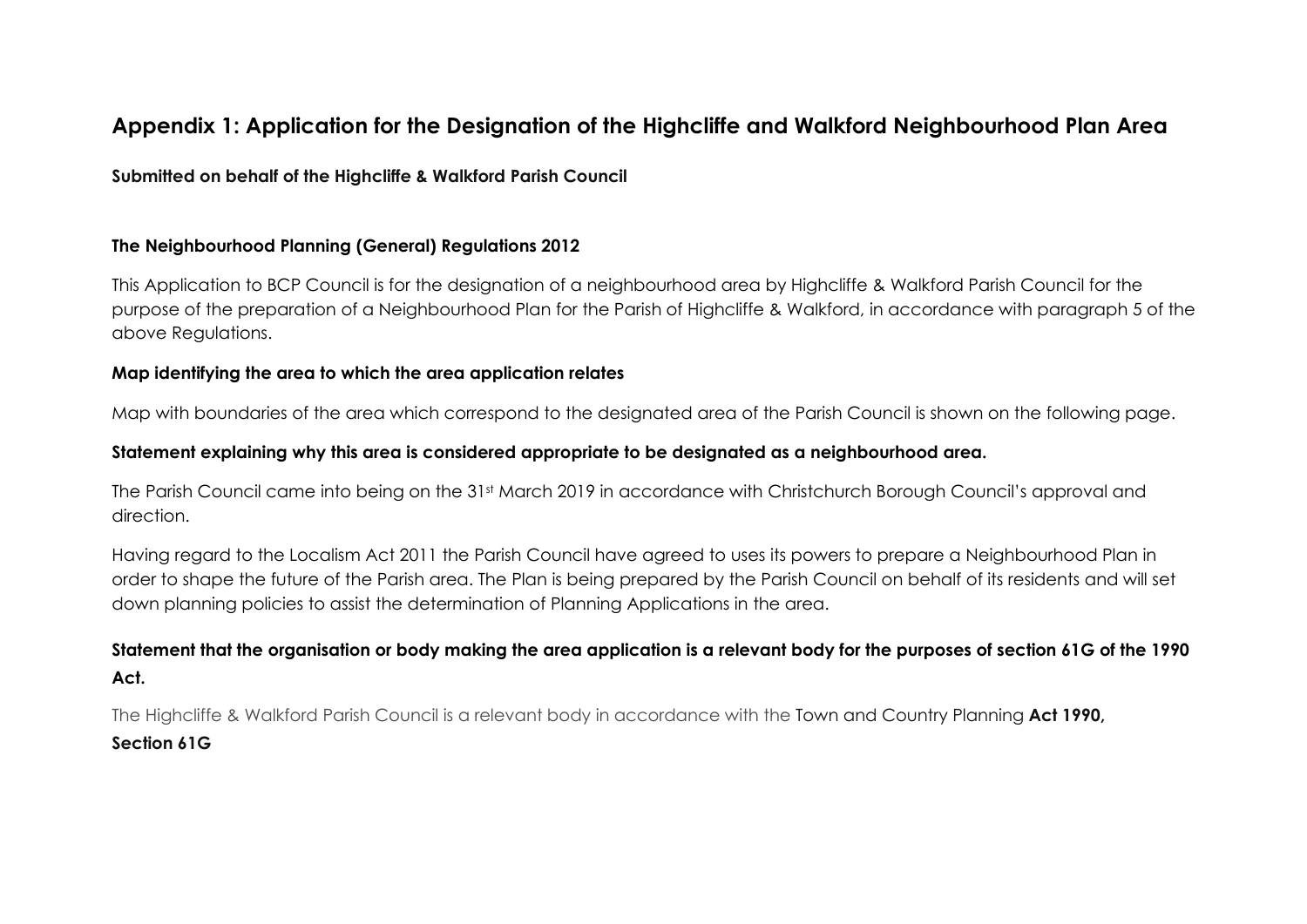# Appendix 1: Application for the Designation of the Highcliffe and Walkford Neighbourhood Plan Area

**Submitted on behalf of the Highcliffe & Walkford Parish Council**

**The Neighbourhood Planning (General) Regulations 2012**

This Application to BCP Council is for the designation of a neighbourhood area by Highcliffe & Walkford Parish Council for the purpose of the preparation of a Neighbourhood Plan for the Parish of Highcliffe & Walkford, in accordance with paragraph 5 of the above Regulations.

**Map identifying the area to which the area application relates**

Map with boundaries of the area which correspond to the designated area of the Parish Council is shown on the following page.

**Statement explaining why this area is considered appropriate to be designated as a neighbourhood area.**

The Parish Council came into being on the 31st March 2019 in accordance with Christchurch Borough Council's approval and direction.

Having regard to the Localism Act 2011 the Parish Council have agreed to uses its powers to prepare a Neighbourhood Plan in order to shape the future of the Parish area. The Plan is being prepared by the Parish Council on behalf of its residents and will set down planning policies to assist the determination of Planning Applications in the area.

**Statement that the organisation or body making the area application is a relevant body for the purposes of section 61G of the 1990 Act.**

The Highcliffe & Walkford Parish Council is a relevant body in accordance with the Town and Country Planning **Act 1990, Section 61G**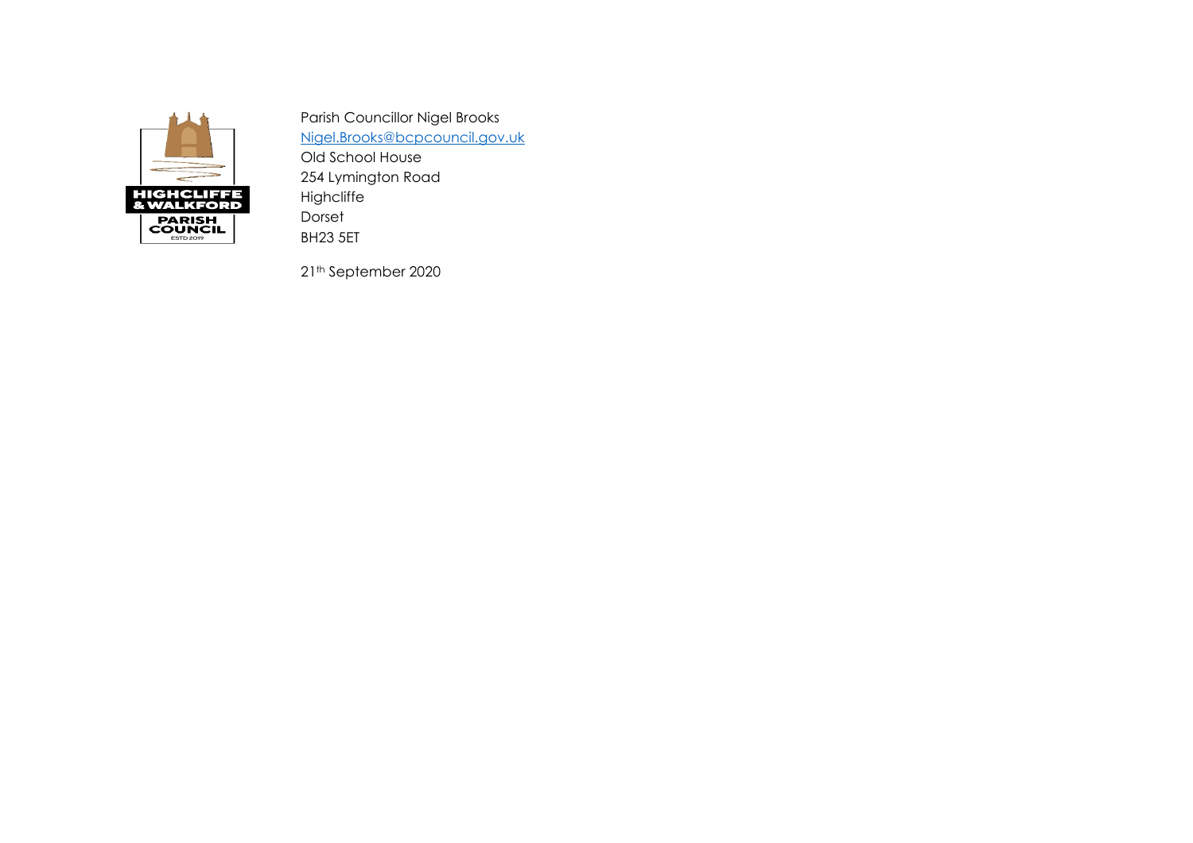HIGHCLIFFE & WALKFORD PARISH COUNCIL ESTD 2019

Parish Councillor Nigel Brooks
[Nigel.Brooks@bcpcouncil.gov.uk](mailto:Nigel.Brooks@bcpcouncil.gov.uk)
Old School House
254 Lymington Road
Highcliffe
Dorset
BH23 5ET

21th September 2020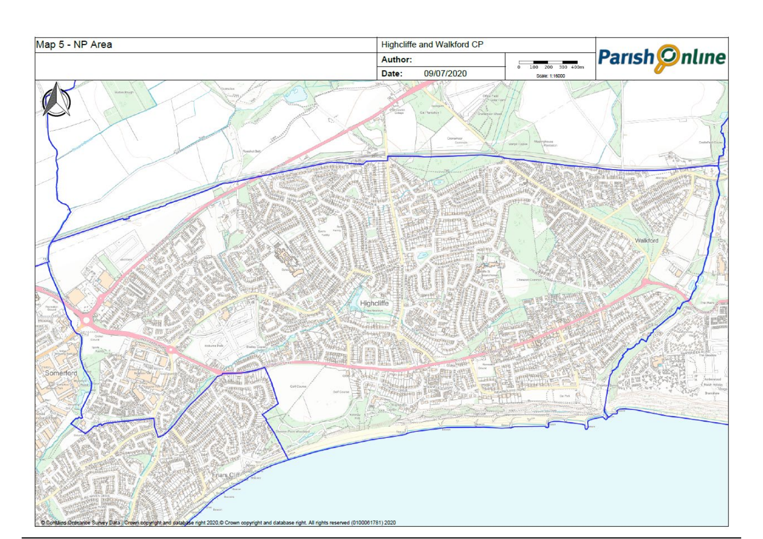Map 5 - NP Area

Highcliffe and Walkford CP

Author:

Date: 09/07/2020

0 100 200 300 400m

Scale: 1:16000

Parish Online

Highcliffe

Walkford

Somerford

Friars Cliff

© Contains Ordnance Survey Data : Crown copyright and database right 2020,© Crown copyright and database right. All rights reserved (0100061781) 2020